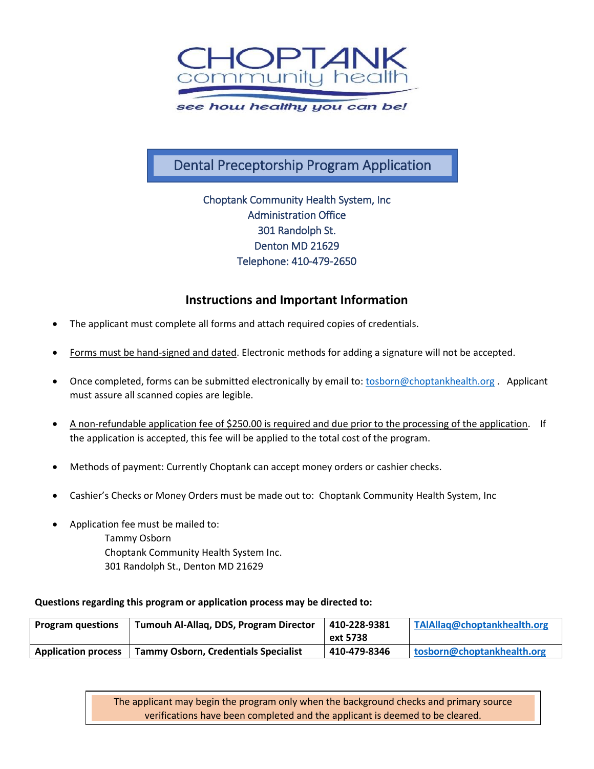CHOPTANK community health

see how healthy you can be!

# Dental Preceptorship Program Application

Choptank Community Health System, Inc
Administration Office
301 Randolph St.
Denton MD 21629
Telephone: 410-479-2650

## Instructions and Important Information

- The applicant must complete all forms and attach required copies of credentials.
- Forms must be hand-signed and dated. Electronic methods for adding a signature will not be accepted.
- Once completed, forms can be submitted electronically by email to: tosborn@choptankhealth.org . Applicant must assure all scanned copies are legible.
- A non-refundable application fee of $250.00 is required and due prior to the processing of the application. If the application is accepted, this fee will be applied to the total cost of the program.
- Methods of payment: Currently Choptank can accept money orders or cashier checks.
- Cashier's Checks or Money Orders must be made out to: Choptank Community Health System, Inc
- Application fee must be mailed to:
  Tammy Osborn
  Choptank Community Health System Inc.
  301 Randolph St., Denton MD 21629

**Questions regarding this program or application process may be directed to:**

| | | | |
|---|---|---|---|
| **Program questions** | **Tumouh Al-Allaq, DDS, Program Director** | **410-228-9381 ext 5738** | **TAlAllaq@choptankhealth.org** |
| **Application process** | **Tammy Osborn, Credentials Specialist** | **410-479-8346** | **tosborn@choptankhealth.org** |

The applicant may begin the program only when the background checks and primary source verifications have been completed and the applicant is deemed to be cleared.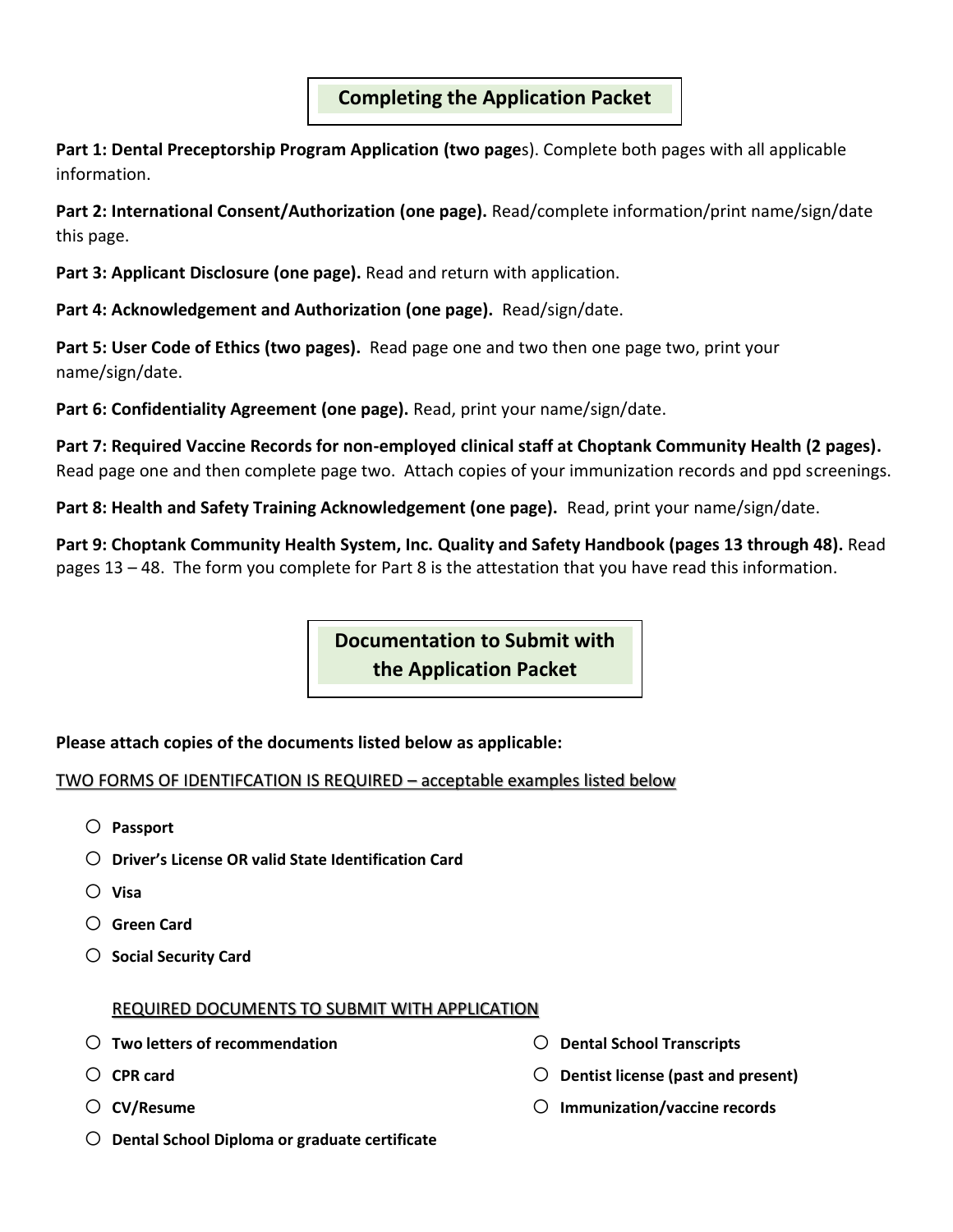## Completing the Application Packet

**Part 1: Dental Preceptorship Program Application (two page**s). Complete both pages with all applicable information.

**Part 2: International Consent/Authorization (one page).** Read/complete information/print name/sign/date this page.

**Part 3: Applicant Disclosure (one page).** Read and return with application.

**Part 4: Acknowledgement and Authorization (one page).** Read/sign/date.

**Part 5: User Code of Ethics (two pages).** Read page one and two then one page two, print your name/sign/date.

**Part 6: Confidentiality Agreement (one page).** Read, print your name/sign/date.

**Part 7: Required Vaccine Records for non-employed clinical staff at Choptank Community Health (2 pages).** Read page one and then complete page two. Attach copies of your immunization records and ppd screenings.

**Part 8: Health and Safety Training Acknowledgement (one page).** Read, print your name/sign/date.

**Part 9: Choptank Community Health System, Inc. Quality and Safety Handbook (pages 13 through 48).** Read pages 13 – 48. The form you complete for Part 8 is the attestation that you have read this information.

## Documentation to Submit with the Application Packet

**Please attach copies of the documents listed below as applicable:**

TWO FORMS OF IDENTIFCATION IS REQUIRED – acceptable examples listed below

- ○ **Passport**
- ○ **Driver's License OR valid State Identification Card**
- ○ **Visa**
- ○ **Green Card**
- ○ **Social Security Card**

REQUIRED DOCUMENTS TO SUBMIT WITH APPLICATION

- ○ **Two letters of recommendation**
- ○ **CPR card**
- ○ **CV/Resume**
- ○ **Dental School Diploma or graduate certificate**
- ○ **Dental School Transcripts**
- ○ **Dentist license (past and present)**
- ○ **Immunization/vaccine records**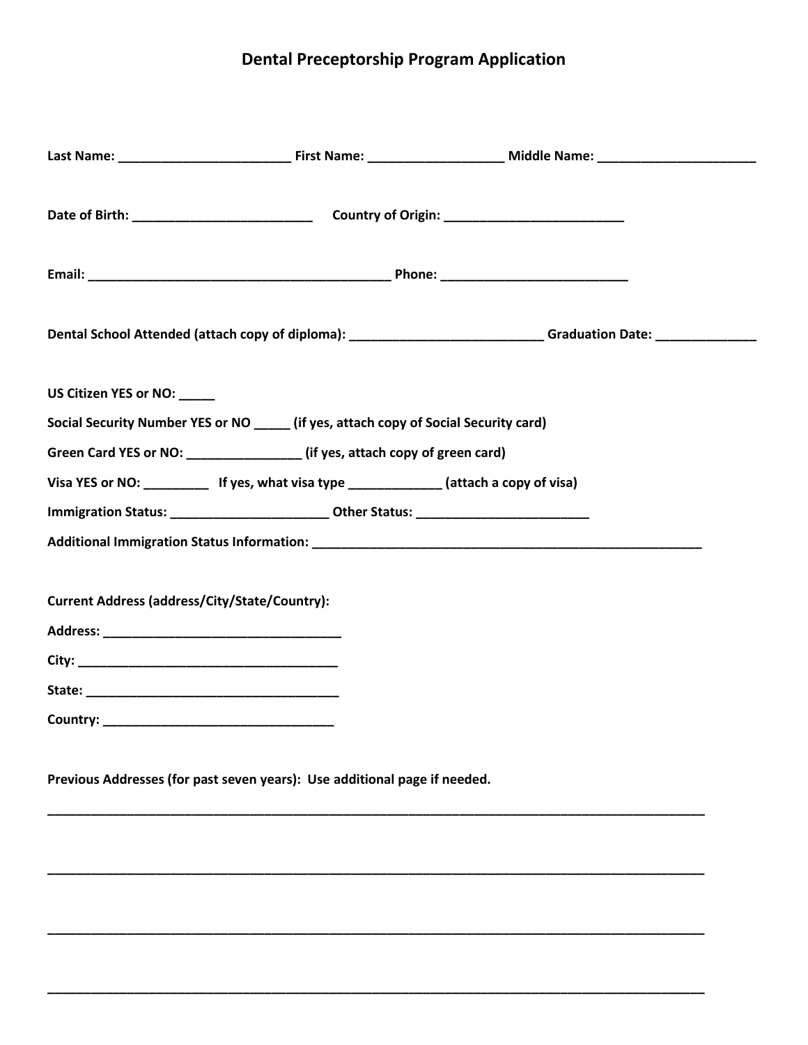# Dental Preceptorship Program Application

**Last Name: ________________________ First Name: __________________ Middle Name: ______________________**

**Date of Birth: _________________________ Country of Origin: _________________________**

**Email: __________________________________________ Phone: _________________________**

**Dental School Attended (attach copy of diploma): ___________________________ Graduation Date: ______________**

**US Citizen YES or NO: _____**

**Social Security Number YES or NO _____ (if yes, attach copy of Social Security card)**

**Green Card YES or NO: ________________ (if yes, attach copy of green card)**

**Visa YES or NO: _________ If yes, what visa type _____________ (attach a copy of visa)**

**Immigration Status: ______________________ Other Status: ________________________**

**Additional Immigration Status Information: _______________________________________________________**

**Current Address (address/City/State/Country):**

**Address: __________________________________**

**City: _____________________________________**

**State: ____________________________________**

**Country: _________________________________**

**Previous Addresses (for past seven years): Use additional page if needed.**

_____________________________________________________________________________________________

_____________________________________________________________________________________________

_____________________________________________________________________________________________

_____________________________________________________________________________________________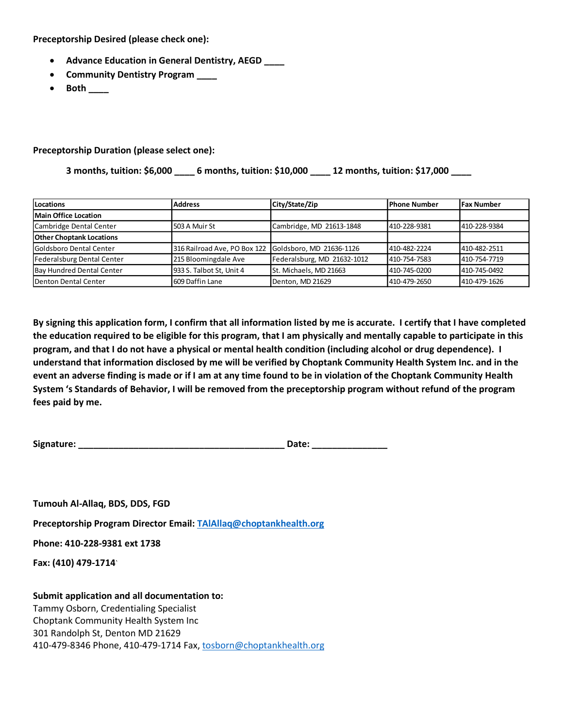**Preceptorship Desired (please check one):**

- **Advance Education in General Dentistry, AEGD ____**
- **Community Dentistry Program ____**
- **Both ____**

**Preceptorship Duration (please select one):**

**3 months, tuition: $6,000 ____ 6 months, tuition: $10,000 ____ 12 months, tuition: $17,000 ____**

| Locations | Address | City/State/Zip | Phone Number | Fax Number |
|---|---|---|---|---|
| **Main Office Location** | | | | |
| Cambridge Dental Center | 503 A Muir St | Cambridge, MD 21613-1848 | 410-228-9381 | 410-228-9384 |
| **Other Choptank Locations** | | | | |
| Goldsboro Dental Center | 316 Railroad Ave, PO Box 122 | Goldsboro, MD 21636-1126 | 410-482-2224 | 410-482-2511 |
| Federalsburg Dental Center | 215 Bloomingdale Ave | Federalsburg, MD 21632-1012 | 410-754-7583 | 410-754-7719 |
| Bay Hundred Dental Center | 933 S. Talbot St, Unit 4 | St. Michaels, MD 21663 | 410-745-0200 | 410-745-0492 |
| Denton Dental Center | 609 Daffin Lane | Denton, MD 21629 | 410-479-2650 | 410-479-1626 |

**By signing this application form, I confirm that all information listed by me is accurate. I certify that I have completed the education required to be eligible for this program, that I am physically and mentally capable to participate in this program, and that I do not have a physical or mental health condition (including alcohol or drug dependence). I understand that information disclosed by me will be verified by Choptank Community Health System Inc. and in the event an adverse finding is made or if I am at any time found to be in violation of the Choptank Community Health System 's Standards of Behavior, I will be removed from the preceptorship program without refund of the program fees paid by me.**

**Signature: ________________________________________ Date: _______________**

**Tumouh Al-Allaq, BDS, DDS, FGD**

**Preceptorship Program Director Email: TAlAllaq@choptankhealth.org**

**Phone: 410-228-9381 ext 1738**

**Fax: (410) 479-1714`**

**Submit application and all documentation to:**
Tammy Osborn, Credentialing Specialist
Choptank Community Health System Inc
301 Randolph St, Denton MD 21629
410-479-8346 Phone, 410-479-1714 Fax, tosborn@choptankhealth.org